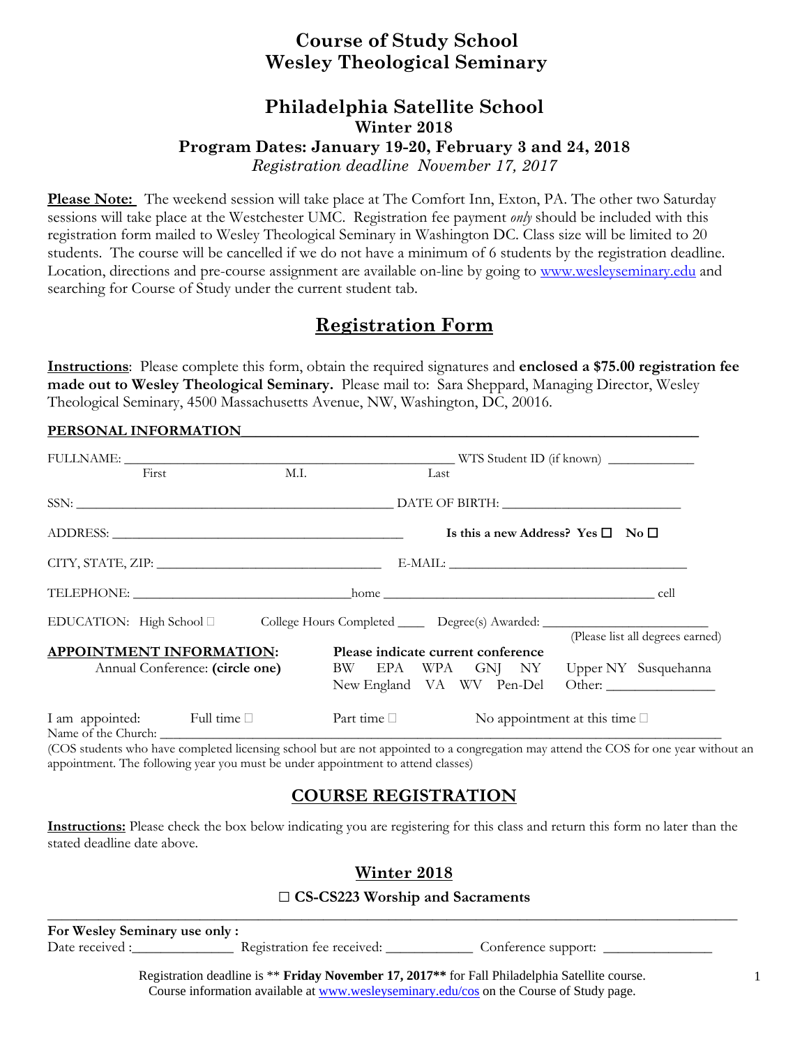# Course of Study School
# Wesley Theological Seminary

## Philadelphia Satellite School

### Winter 2018

### Program Dates: January 19-20, February 3 and 24, 2018

*Registration deadline November 17, 2017*

**Please Note:** The weekend session will take place at The Comfort Inn, Exton, PA. The other two Saturday sessions will take place at the Westchester UMC. Registration fee payment *only* should be included with this registration form mailed to Wesley Theological Seminary in Washington DC. Class size will be limited to 20 students. The course will be cancelled if we do not have a minimum of 6 students by the registration deadline. Location, directions and pre-course assignment are available on-line by going to www.wesleyseminary.edu and searching for Course of Study under the current student tab.

## Registration Form

**Instructions**: Please complete this form, obtain the required signatures and **enclosed a $75.00 registration fee made out to Wesley Theological Seminary.** Please mail to: Sara Sheppard, Managing Director, Wesley Theological Seminary, 4500 Massachusetts Avenue, NW, Washington, DC, 20016.

**PERSONAL INFORMATION**

FULLNAME: ______________________________________ WTS Student ID (if known) ___________
First M.I. Last

SSN: ______________________________________ DATE OF BIRTH: ______________________

ADDRESS: ______________________________________ **Is this a new Address? Yes ☐ No ☐**

CITY, STATE, ZIP: ____________________________ E-MAIL: ______________________________

TELEPHONE: ____________________________home ____________________________________ cell

EDUCATION: High School ☐ College Hours Completed ____ Degree(s) Awarded: ______________________
(Please list all degrees earned)

**APPOINTMENT INFORMATION:**
Annual Conference: **(circle one)**

**Please indicate current conference**
BW EPA WPA GNJ NY Upper NY Susquehanna
New England VA WV Pen-Del Other: ______________

I am appointed: Full time ☐ Part time ☐ No appointment at this time ☐

Name of the Church: ______________________________________________________________

(COS students who have completed licensing school but are not appointed to a congregation may attend the COS for one year without an appointment. The following year you must be under appointment to attend classes)

## COURSE REGISTRATION

**Instructions:** Please check the box below indicating you are registering for this class and return this form no later than the stated deadline date above.

### Winter 2018

**☐ CS-CS223 Worship and Sacraments**

---

**For Wesley Seminary use only :**
Date received :______________ Registration fee received: ____________ Conference support: _______________

Registration deadline is ** **Friday November 17, 2017**** for Fall Philadelphia Satellite course.
Course information available at www.wesleyseminary.edu/cos on the Course of Study page.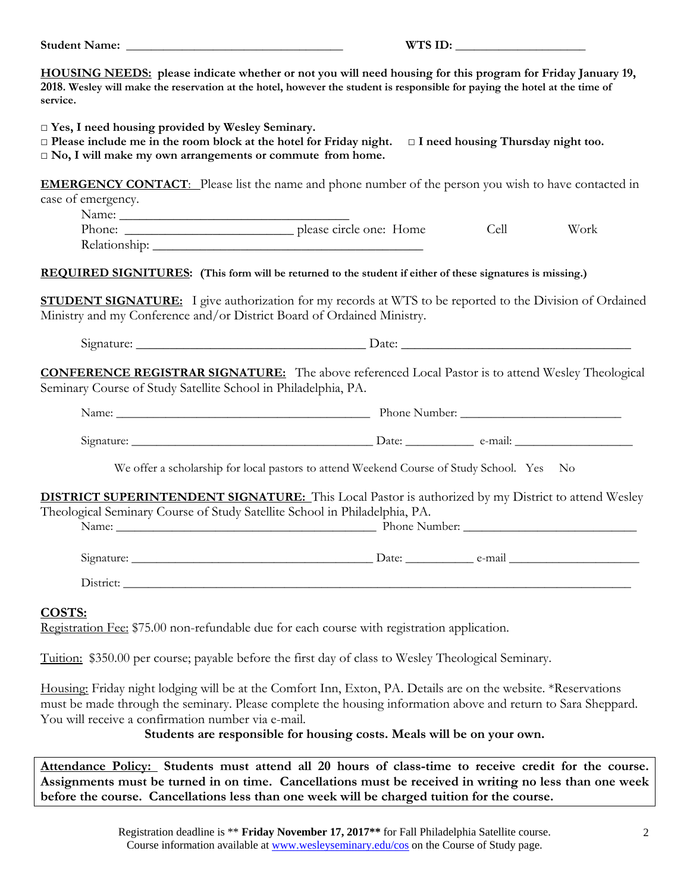**Student Name:** ___________________________________ **WTS ID:** ____________________

**HOUSING NEEDS: please indicate whether or not you will need housing for this program for Friday January 19, 2018. Wesley will make the reservation at the hotel, however the student is responsible for paying the hotel at the time of service.**

**□ Yes, I need housing provided by Wesley Seminary.**
**□ Please include me in the room block at the hotel for Friday night. □ I need housing Thursday night too.**
**□ No, I will make my own arrangements or commute from home.**

**EMERGENCY CONTACT**: Please list the name and phone number of the person you wish to have contacted in case of emergency.

Name: ___________________________________
Phone: _________________________ please circle one: Home Cell Work
Relationship: ________________________________________

**REQUIRED SIGNITURES: (This form will be returned to the student if either of these signatures is missing.)**

**STUDENT SIGNATURE:** I give authorization for my records at WTS to be reported to the Division of Ordained Ministry and my Conference and/or District Board of Ordained Ministry.

Signature: ___________________________________ Date: ___________________________________

**CONFERENCE REGISTRAR SIGNATURE:** The above referenced Local Pastor is to attend Wesley Theological Seminary Course of Study Satellite School in Philadelphia, PA.

Name: ________________________________________ Phone Number: _________________________

Signature: ______________________________________ Date: ___________ e-mail: ___________________

We offer a scholarship for local pastors to attend Weekend Course of Study School. Yes No

**DISTRICT SUPERINTENDENT SIGNATURE:** This Local Pastor is authorized by my District to attend Wesley Theological Seminary Course of Study Satellite School in Philadelphia, PA.

Name: __________________________________________ Phone Number: ___________________________

Signature: ______________________________________ Date: ___________ e-mail ____________________

District: ________________________________________________________________________________

## COSTS:

Registration Fee: $75.00 non-refundable due for each course with registration application.

Tuition: $350.00 per course; payable before the first day of class to Wesley Theological Seminary.

Housing: Friday night lodging will be at the Comfort Inn, Exton, PA. Details are on the website. *Reservations must be made through the seminary. Please complete the housing information above and return to Sara Sheppard. You will receive a confirmation number via e-mail.

**Students are responsible for housing costs. Meals will be on your own.**

**Attendance Policy: Students must attend all 20 hours of class-time to receive credit for the course. Assignments must be turned in on time. Cancellations must be received in writing no less than one week before the course. Cancellations less than one week will be charged tuition for the course.**

Registration deadline is ** **Friday November 17, 2017**** for Fall Philadelphia Satellite course.
Course information available at www.wesleyseminary.edu/cos on the Course of Study page.